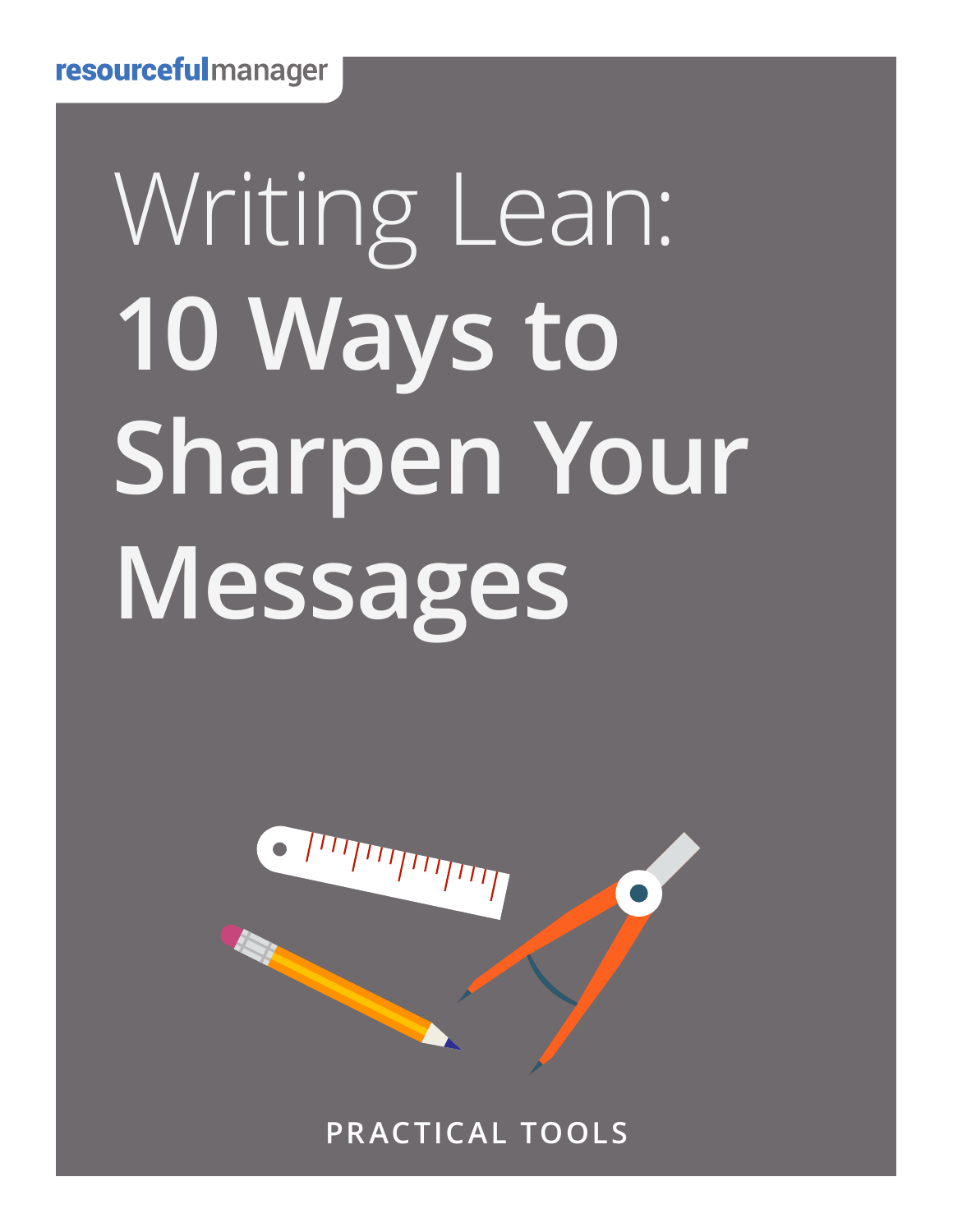resourcefulmanager

# Writing Lean: **10 Ways to Sharpen Your Messages**

PRACTICAL TOOLS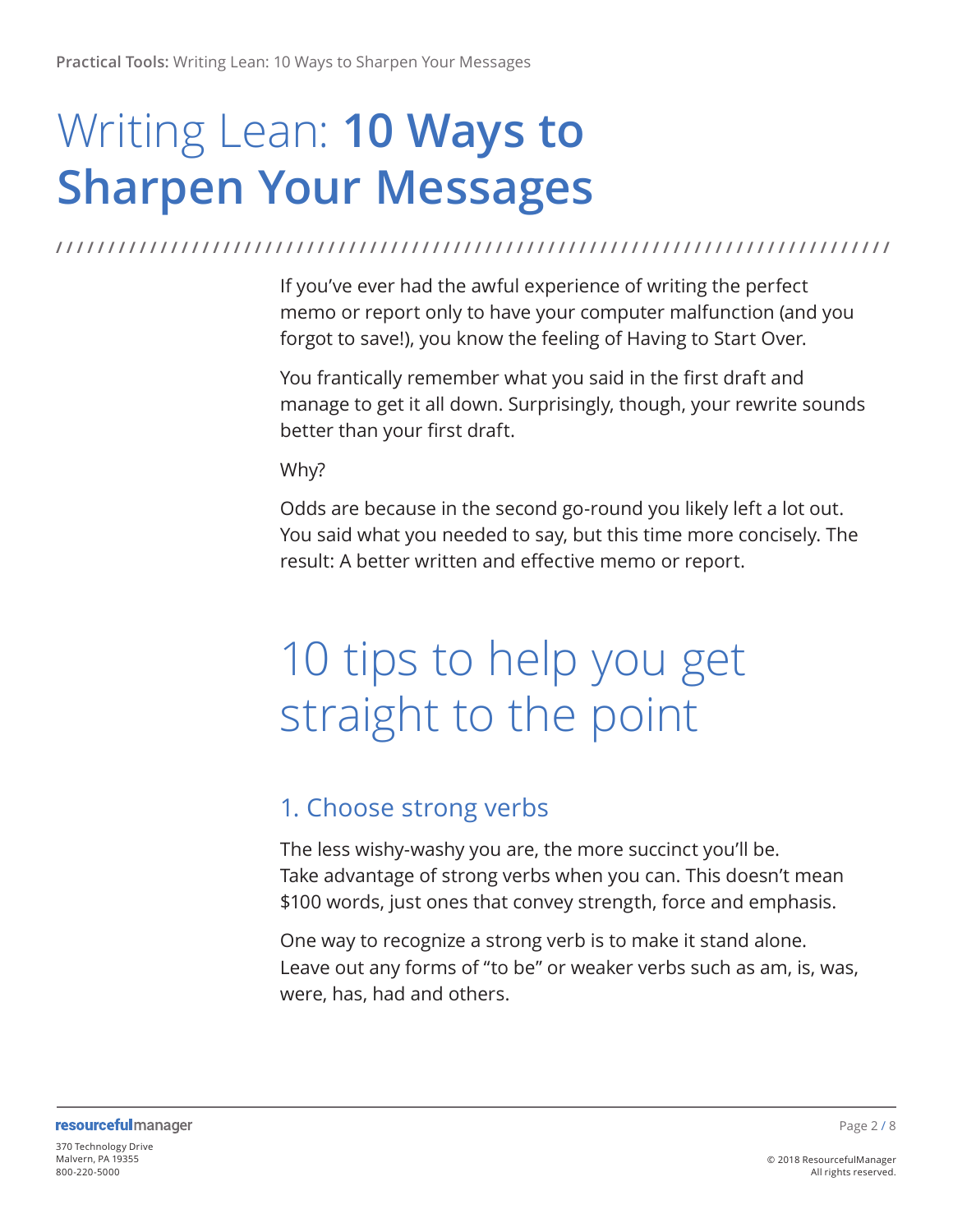# Writing Lean: **10 Ways to Sharpen Your Messages**

If you've ever had the awful experience of writing the perfect memo or report only to have your computer malfunction (and you forgot to save!), you know the feeling of Having to Start Over.

You frantically remember what you said in the first draft and manage to get it all down. Surprisingly, though, your rewrite sounds better than your first draft.

Why?

Odds are because in the second go-round you likely left a lot out. You said what you needed to say, but this time more concisely. The result: A better written and effective memo or report.

## 10 tips to help you get straight to the point

### 1. Choose strong verbs

The less wishy-washy you are, the more succinct you'll be. Take advantage of strong verbs when you can. This doesn't mean $100 words, just ones that convey strength, force and emphasis.

One way to recognize a strong verb is to make it stand alone. Leave out any forms of "to be" or weaker verbs such as am, is, was, were, has, had and others.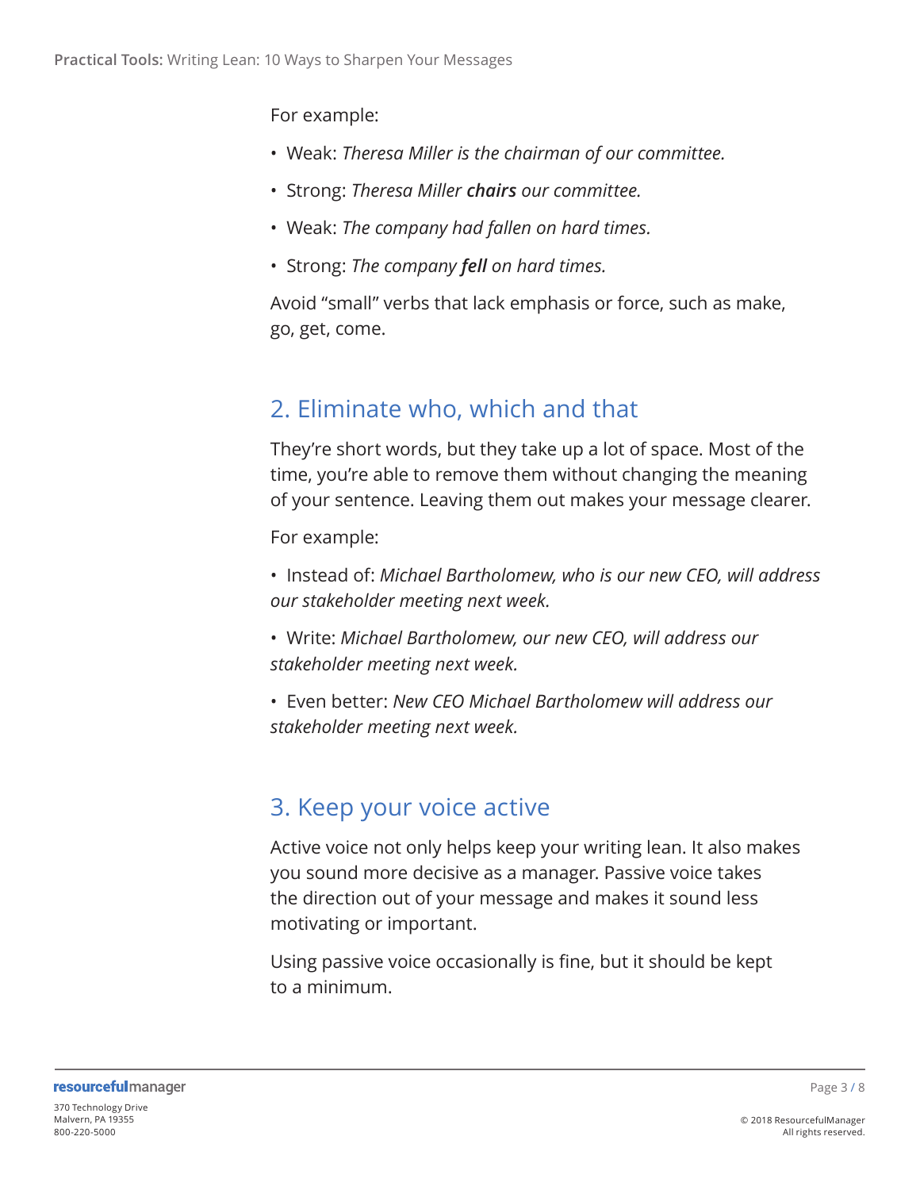For example:

- Weak: *Theresa Miller is the chairman of our committee.*
- Strong: *Theresa Miller* ***chairs*** *our committee.*
- Weak: *The company had fallen on hard times.*
- Strong: *The company* ***fell*** *on hard times.*

Avoid "small" verbs that lack emphasis or force, such as make, go, get, come.

## 2. Eliminate who, which and that

They're short words, but they take up a lot of space. Most of the time, you're able to remove them without changing the meaning of your sentence. Leaving them out makes your message clearer.

For example:

- Instead of: *Michael Bartholomew, who is our new CEO, will address our stakeholder meeting next week.*
- Write: *Michael Bartholomew, our new CEO, will address our stakeholder meeting next week.*
- Even better: *New CEO Michael Bartholomew will address our stakeholder meeting next week.*

## 3. Keep your voice active

Active voice not only helps keep your writing lean. It also makes you sound more decisive as a manager. Passive voice takes the direction out of your message and makes it sound less motivating or important.

Using passive voice occasionally is fine, but it should be kept to a minimum.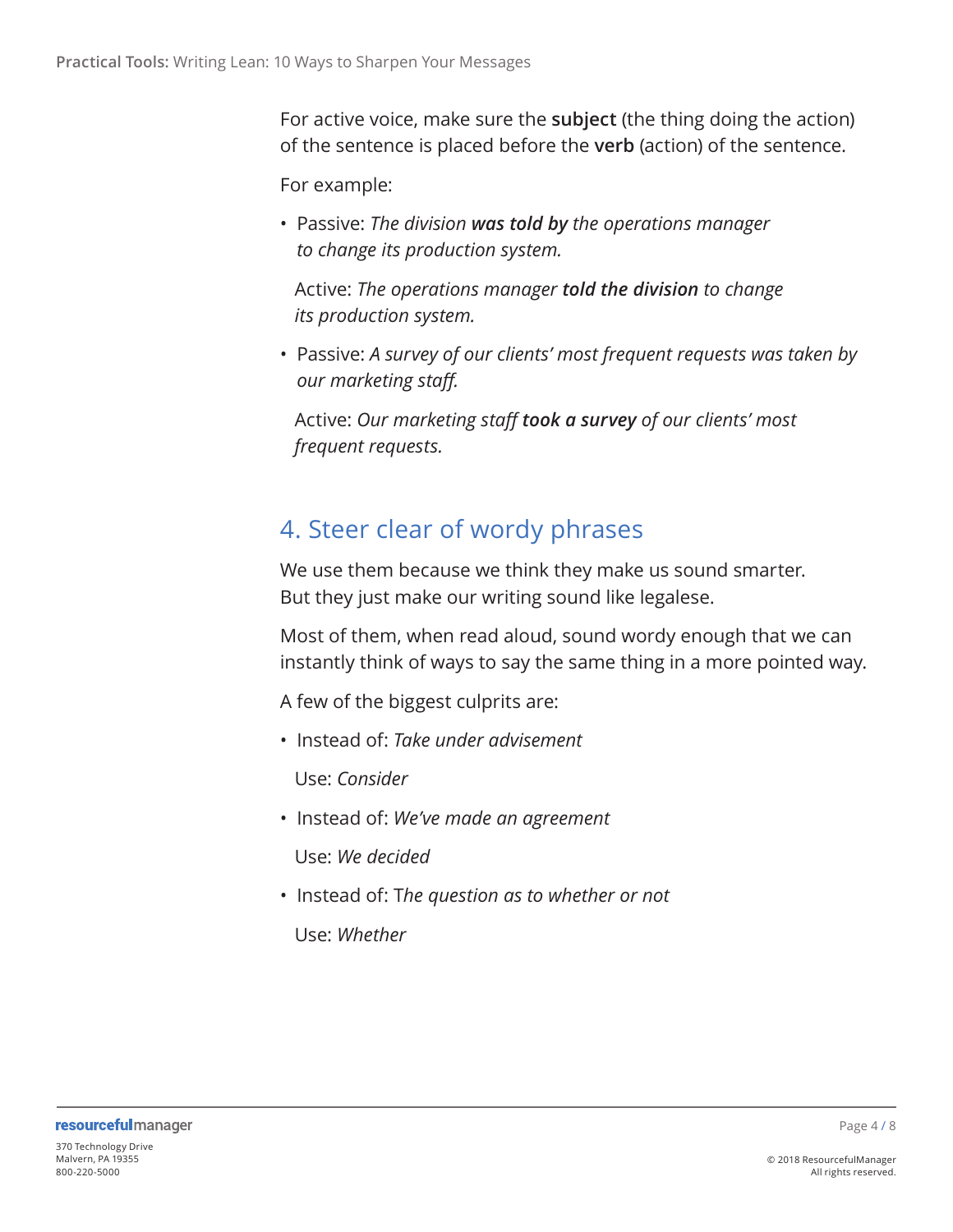For active voice, make sure the **subject** (the thing doing the action) of the sentence is placed before the **verb** (action) of the sentence.

For example:

- Passive: *The division **was told by** the operations manager to change its production system.*

  Active: *The operations manager **told the division** to change its production system.*

- Passive: *A survey of our clients' most frequent requests was taken by our marketing staff.*

  Active: *Our marketing staff **took a survey** of our clients' most frequent requests.*

## 4. Steer clear of wordy phrases

We use them because we think they make us sound smarter. But they just make our writing sound like legalese.

Most of them, when read aloud, sound wordy enough that we can instantly think of ways to say the same thing in a more pointed way.

A few of the biggest culprits are:

- Instead of: *Take under advisement*

  Use: *Consider*

- Instead of: *We've made an agreement*

  Use: *We decided*

- Instead of: T*he question as to whether or not*

  Use: *Whether*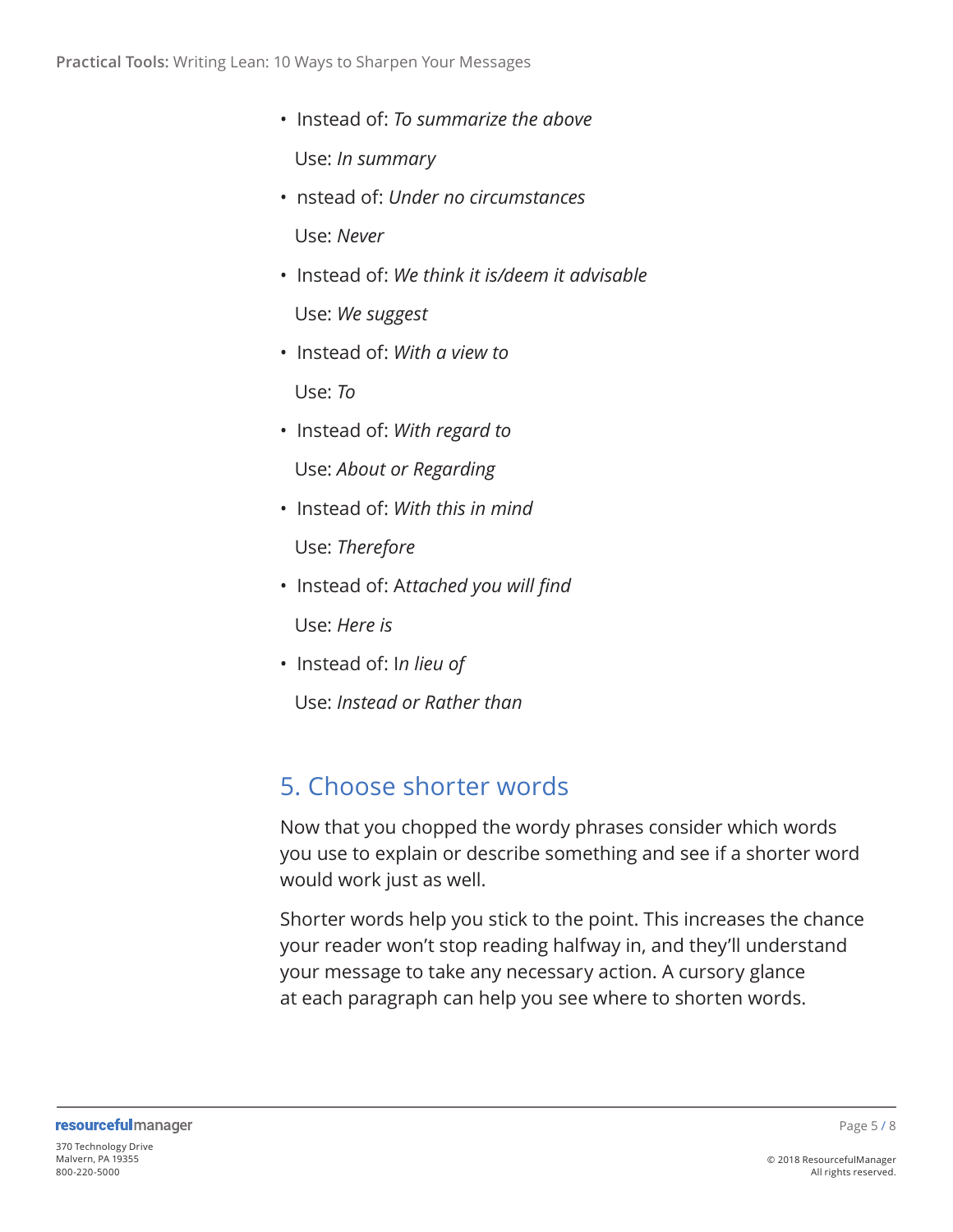- Instead of: *To summarize the above*

  Use: *In summary*

- nstead of: *Under no circumstances*

  Use: *Never*

- Instead of: *We think it is/deem it advisable*

  Use: *We suggest*

- Instead of: *With a view to*

  Use: *To*

- Instead of: *With regard to*

  Use: *About or Regarding*

- Instead of: *With this in mind*

  Use: *Therefore*

- Instead of: A*ttached you will find*

  Use: *Here is*

- Instead of: I*n lieu of*

  Use: *Instead or Rather than*

## 5. Choose shorter words

Now that you chopped the wordy phrases consider which words you use to explain or describe something and see if a shorter word would work just as well.

Shorter words help you stick to the point. This increases the chance your reader won't stop reading halfway in, and they'll understand your message to take any necessary action. A cursory glance at each paragraph can help you see where to shorten words.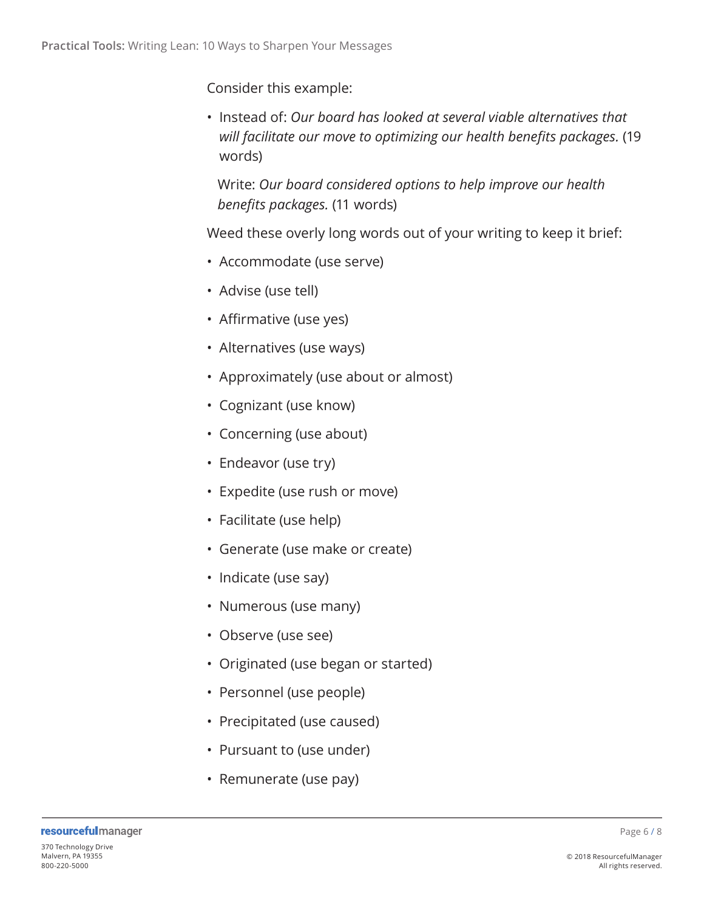Consider this example:

- Instead of: *Our board has looked at several viable alternatives that will facilitate our move to optimizing our health benefits packages.* (19 words)

  Write: *Our board considered options to help improve our health benefits packages.* (11 words)

Weed these overly long words out of your writing to keep it brief:

- Accommodate (use serve)
- Advise (use tell)
- Affirmative (use yes)
- Alternatives (use ways)
- Approximately (use about or almost)
- Cognizant (use know)
- Concerning (use about)
- Endeavor (use try)
- Expedite (use rush or move)
- Facilitate (use help)
- Generate (use make or create)
- Indicate (use say)
- Numerous (use many)
- Observe (use see)
- Originated (use began or started)
- Personnel (use people)
- Precipitated (use caused)
- Pursuant to (use under)
- Remunerate (use pay)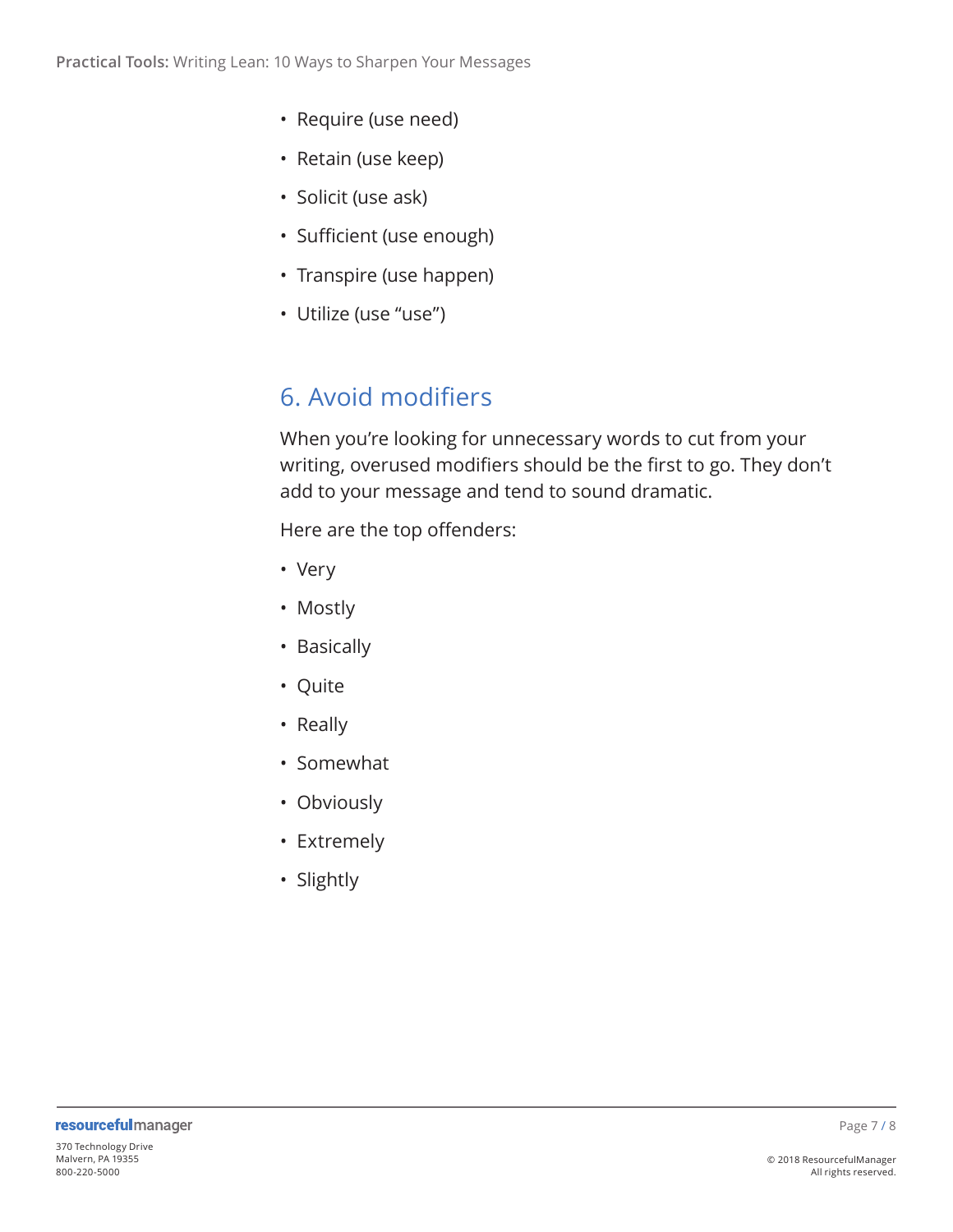- Require (use need)
- Retain (use keep)
- Solicit (use ask)
- Sufficient (use enough)
- Transpire (use happen)
- Utilize (use "use")

## 6. Avoid modifiers

When you're looking for unnecessary words to cut from your writing, overused modifiers should be the first to go. They don't add to your message and tend to sound dramatic.

Here are the top offenders:

- Very
- Mostly
- Basically
- Quite
- Really
- Somewhat
- Obviously
- Extremely
- Slightly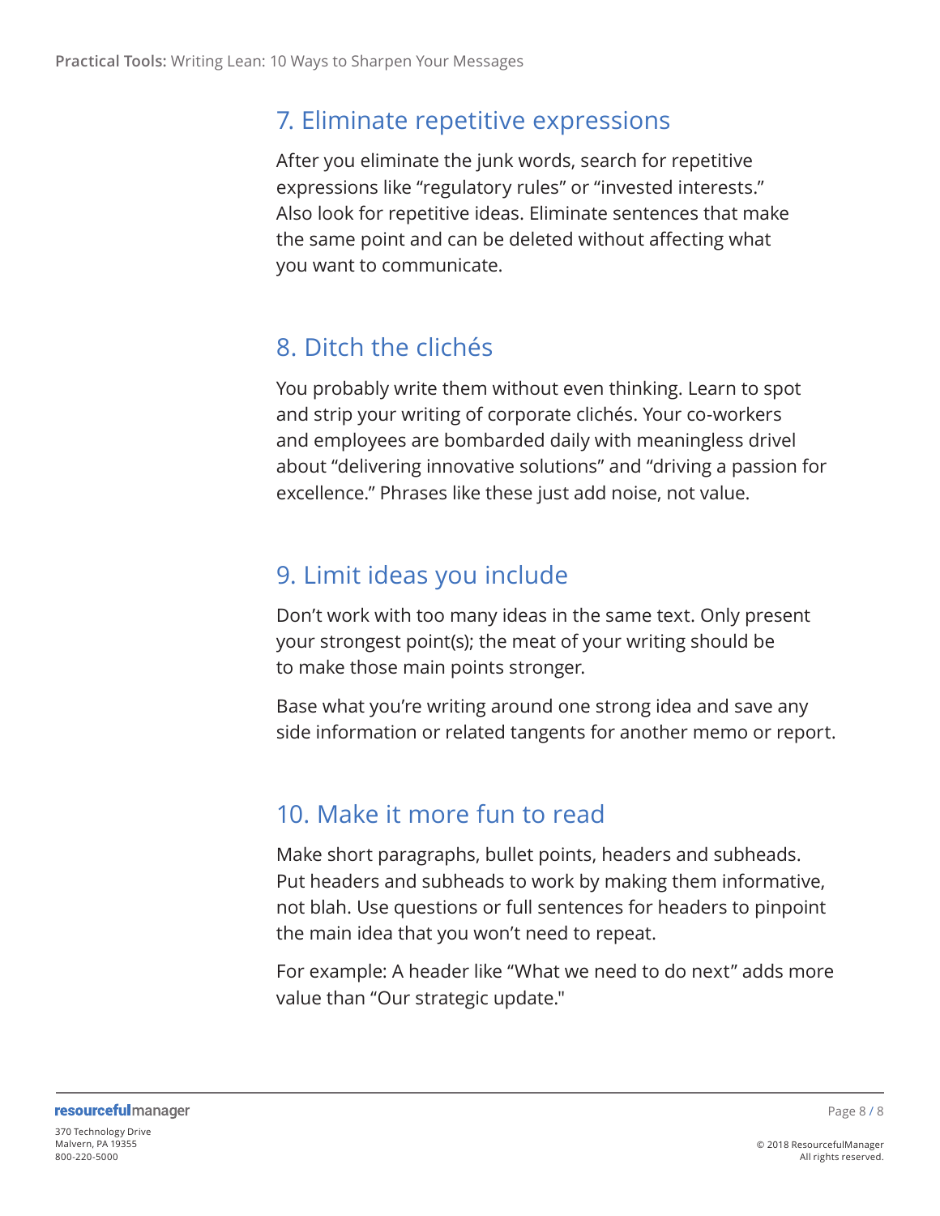## 7. Eliminate repetitive expressions

After you eliminate the junk words, search for repetitive expressions like “regulatory rules” or “invested interests.” Also look for repetitive ideas. Eliminate sentences that make the same point and can be deleted without affecting what you want to communicate.

## 8. Ditch the clichés

You probably write them without even thinking. Learn to spot and strip your writing of corporate clichés. Your co-workers and employees are bombarded daily with meaningless drivel about “delivering innovative solutions” and “driving a passion for excellence.” Phrases like these just add noise, not value.

## 9. Limit ideas you include

Don’t work with too many ideas in the same text. Only present your strongest point(s); the meat of your writing should be to make those main points stronger.

Base what you’re writing around one strong idea and save any side information or related tangents for another memo or report.

## 10. Make it more fun to read

Make short paragraphs, bullet points, headers and subheads. Put headers and subheads to work by making them informative, not blah. Use questions or full sentences for headers to pinpoint the main idea that you won’t need to repeat.

For example: A header like “What we need to do next” adds more value than “Our strategic update."